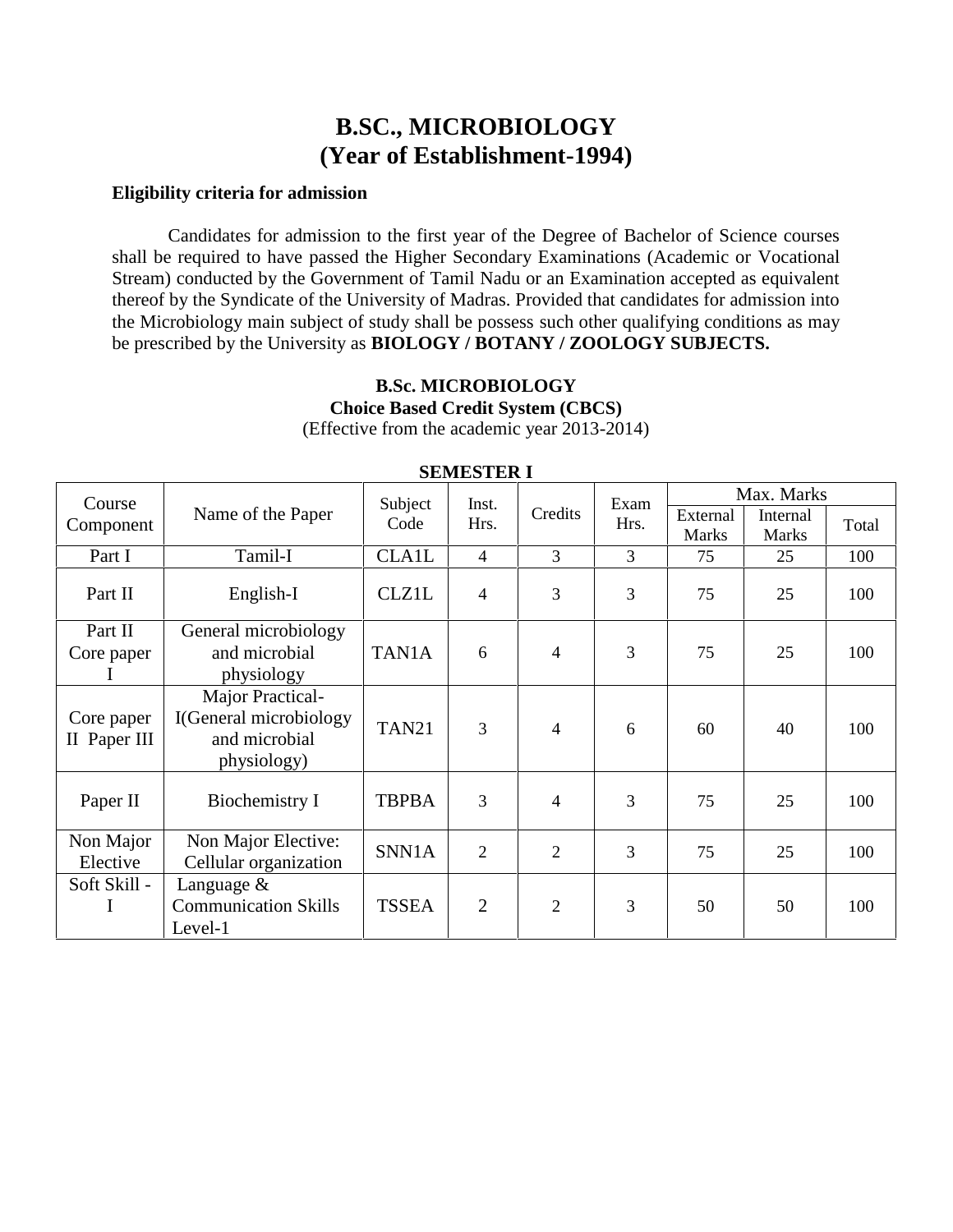# B.SC., MICROBIOLOGY
# (Year of Establishment-1994)

**Eligibility criteria for admission**

Candidates for admission to the first year of the Degree of Bachelor of Science courses shall be required to have passed the Higher Secondary Examinations (Academic or Vocational Stream) conducted by the Government of Tamil Nadu or an Examination accepted as equivalent thereof by the Syndicate of the University of Madras. Provided that candidates for admission into the Microbiology main subject of study shall be possess such other qualifying conditions as may be prescribed by the University as **BIOLOGY / BOTANY / ZOOLOGY SUBJECTS.**

**B.Sc. MICROBIOLOGY**
**Choice Based Credit System (CBCS)**
(Effective from the academic year 2013-2014)

**SEMESTER I**

| Course Component | Name of the Paper | Subject Code | Inst. Hrs. | Credits | Exam Hrs. | Max. Marks | | |
|---|---|---|---|---|---|---|---|---|
| | | | | | | External Marks | Internal Marks | Total |
| Part I | Tamil-I | CLA1L | 4 | 3 | 3 | 75 | 25 | 100 |
| Part II | English-I | CLZ1L | 4 | 3 | 3 | 75 | 25 | 100 |
| Part II Core paper I | General microbiology and microbial physiology | TAN1A | 6 | 4 | 3 | 75 | 25 | 100 |
| Core paper II Paper III | Major Practical-I(General microbiology and microbial physiology) | TAN21 | 3 | 4 | 6 | 60 | 40 | 100 |
| Paper II | Biochemistry I | TBPBA | 3 | 4 | 3 | 75 | 25 | 100 |
| Non Major Elective | Non Major Elective: Cellular organization | SNN1A | 2 | 2 | 3 | 75 | 25 | 100 |
| Soft Skill - I | Language & Communication Skills Level-1 | TSSEA | 2 | 2 | 3 | 50 | 50 | 100 |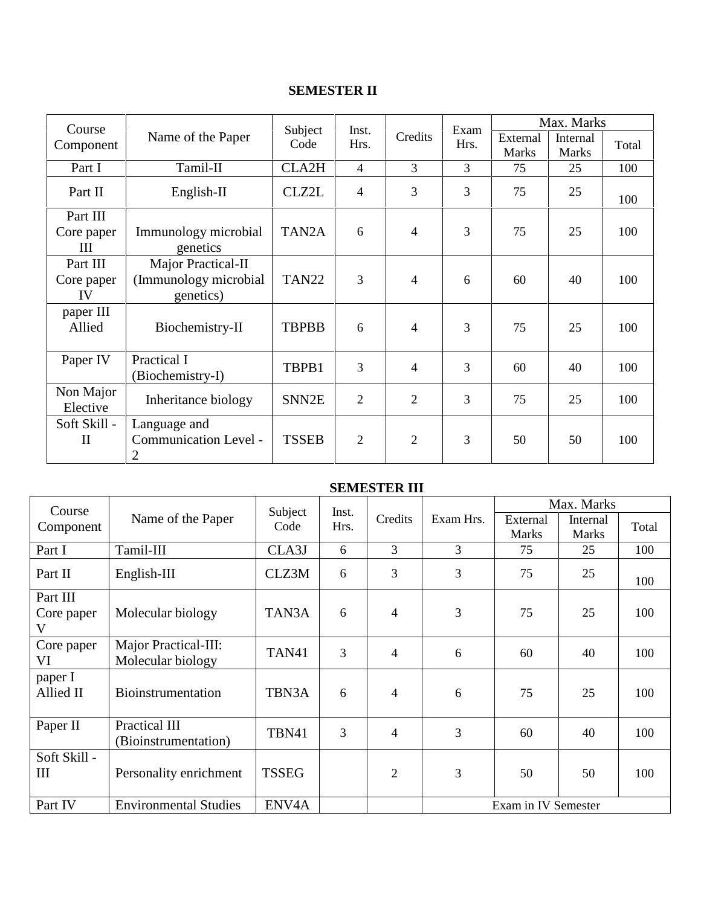## SEMESTER II

| Course Component | Name of the Paper | Subject Code | Inst. Hrs. | Credits | Exam Hrs. | Max. Marks | | |
|---|---|---|---|---|---|---|---|---|
| | | | | | | External Marks | Internal Marks | Total |
| Part I | Tamil-II | CLA2H | 4 | 3 | 3 | 75 | 25 | 100 |
| Part II | English-II | CLZ2L | 4 | 3 | 3 | 75 | 25 | 100 |
| Part III Core paper III | Immunology microbial genetics | TAN2A | 6 | 4 | 3 | 75 | 25 | 100 |
| Part III Core paper IV | Major Practical-II (Immunology microbial genetics) | TAN22 | 3 | 4 | 6 | 60 | 40 | 100 |
| paper III Allied | Biochemistry-II | TBPBB | 6 | 4 | 3 | 75 | 25 | 100 |
| Paper IV | Practical I (Biochemistry-I) | TBPB1 | 3 | 4 | 3 | 60 | 40 | 100 |
| Non Major Elective | Inheritance biology | SNN2E | 2 | 2 | 3 | 75 | 25 | 100 |
| Soft Skill - II | Language and Communication Level - 2 | TSSEB | 2 | 2 | 3 | 50 | 50 | 100 |

## SEMESTER III

| Course Component | Name of the Paper | Subject Code | Inst. Hrs. | Credits | Exam Hrs. | Max. Marks | | |
|---|---|---|---|---|---|---|---|---|
| | | | | | | External Marks | Internal Marks | Total |
| Part I | Tamil-III | CLA3J | 6 | 3 | 3 | 75 | 25 | 100 |
| Part II | English-III | CLZ3M | 6 | 3 | 3 | 75 | 25 | 100 |
| Part III Core paper V | Molecular biology | TAN3A | 6 | 4 | 3 | 75 | 25 | 100 |
| Core paper VI | Major Practical-III: Molecular biology | TAN41 | 3 | 4 | 6 | 60 | 40 | 100 |
| paper I Allied II | Bioinstrumentation | TBN3A | 6 | 4 | 6 | 75 | 25 | 100 |
| Paper II | Practical III (Bioinstrumentation) | TBN41 | 3 | 4 | 3 | 60 | 40 | 100 |
| Soft Skill - III | Personality enrichment | TSSEG | | 2 | 3 | 50 | 50 | 100 |
| Part IV | Environmental Studies | ENV4A | | | Exam in IV Semester | | | |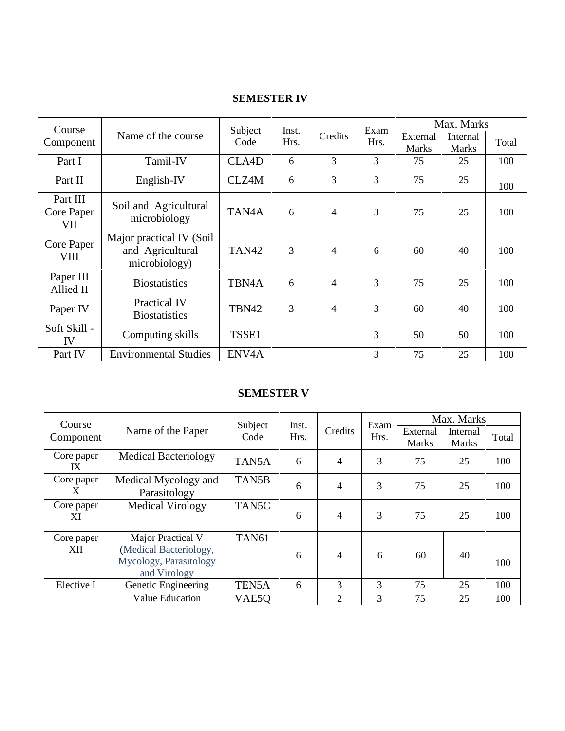## SEMESTER IV

| Course Component | Name of the course | Subject Code | Inst. Hrs. | Credits | Exam Hrs. | Max. Marks | | |
|---|---|---|---|---|---|---|---|---|
| | | | | | | External Marks | Internal Marks | Total |
| Part I | Tamil-IV | CLA4D | 6 | 3 | 3 | 75 | 25 | 100 |
| Part II | English-IV | CLZ4M | 6 | 3 | 3 | 75 | 25 | 100 |
| Part III Core Paper VII | Soil and Agricultural microbiology | TAN4A | 6 | 4 | 3 | 75 | 25 | 100 |
| Core Paper VIII | Major practical IV (Soil and Agricultural microbiology) | TAN42 | 3 | 4 | 6 | 60 | 40 | 100 |
| Paper III Allied II | Biostatistics | TBN4A | 6 | 4 | 3 | 75 | 25 | 100 |
| Paper IV | Practical IV Biostatistics | TBN42 | 3 | 4 | 3 | 60 | 40 | 100 |
| Soft Skill - IV | Computing skills | TSSE1 | | | 3 | 50 | 50 | 100 |
| Part IV | Environmental Studies | ENV4A | | | 3 | 75 | 25 | 100 |

## SEMESTER V

| Course Component | Name of the Paper | Subject Code | Inst. Hrs. | Credits | Exam Hrs. | Max. Marks | | |
|---|---|---|---|---|---|---|---|---|
| | | | | | | External Marks | Internal Marks | Total |
| Core paper IX | Medical Bacteriology | TAN5A | 6 | 4 | 3 | 75 | 25 | 100 |
| Core paper X | Medical Mycology and Parasitology | TAN5B | 6 | 4 | 3 | 75 | 25 | 100 |
| Core paper XI | Medical Virology | TAN5C | 6 | 4 | 3 | 75 | 25 | 100 |
| Core paper XII | Major Practical V (Medical Bacteriology, Mycology, Parasitology and Virology | TAN61 | 6 | 4 | 6 | 60 | 40 | 100 |
| Elective I | Genetic Engineering | TEN5A | 6 | 3 | 3 | 75 | 25 | 100 |
| | Value Education | VAE5Q | | 2 | 3 | 75 | 25 | 100 |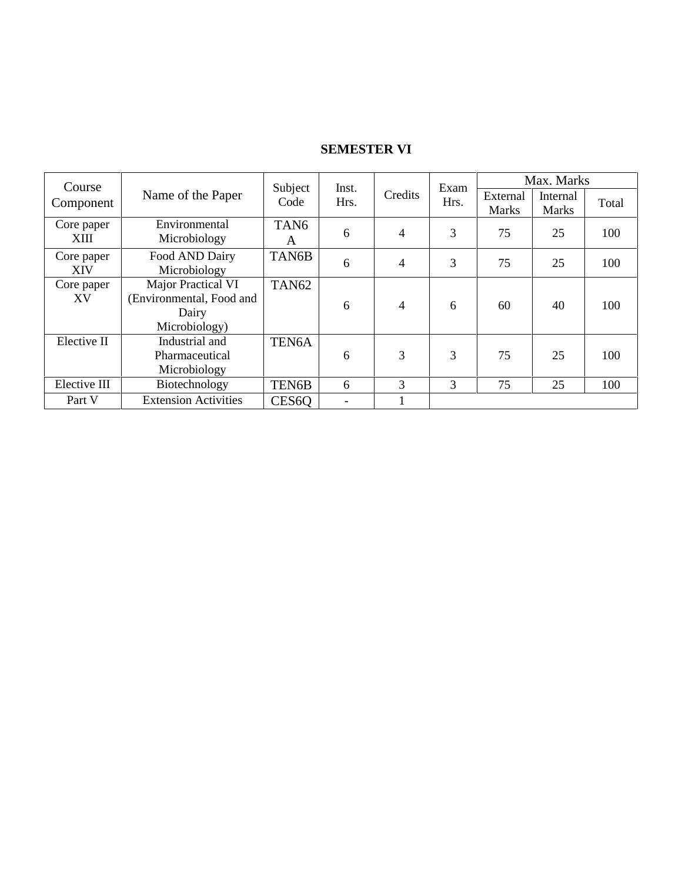## SEMESTER VI

| Course Component | Name of the Paper | Subject Code | Inst. Hrs. | Credits | Exam Hrs. | Max. Marks | | |
|---|---|---|---|---|---|---|---|---|
| | | | | | | External Marks | Internal Marks | Total |
| Core paper XIII | Environmental Microbiology | TAN6A | 6 | 4 | 3 | 75 | 25 | 100 |
| Core paper XIV | Food AND Dairy Microbiology | TAN6B | 6 | 4 | 3 | 75 | 25 | 100 |
| Core paper XV | Major Practical VI (Environmental, Food and Dairy Microbiology) | TAN62 | 6 | 4 | 6 | 60 | 40 | 100 |
| Elective II | Industrial and Pharmaceutical Microbiology | TEN6A | 6 | 3 | 3 | 75 | 25 | 100 |
| Elective III | Biotechnology | TEN6B | 6 | 3 | 3 | 75 | 25 | 100 |
| Part V | Extension Activities | CES6Q | - | 1 | | | | |